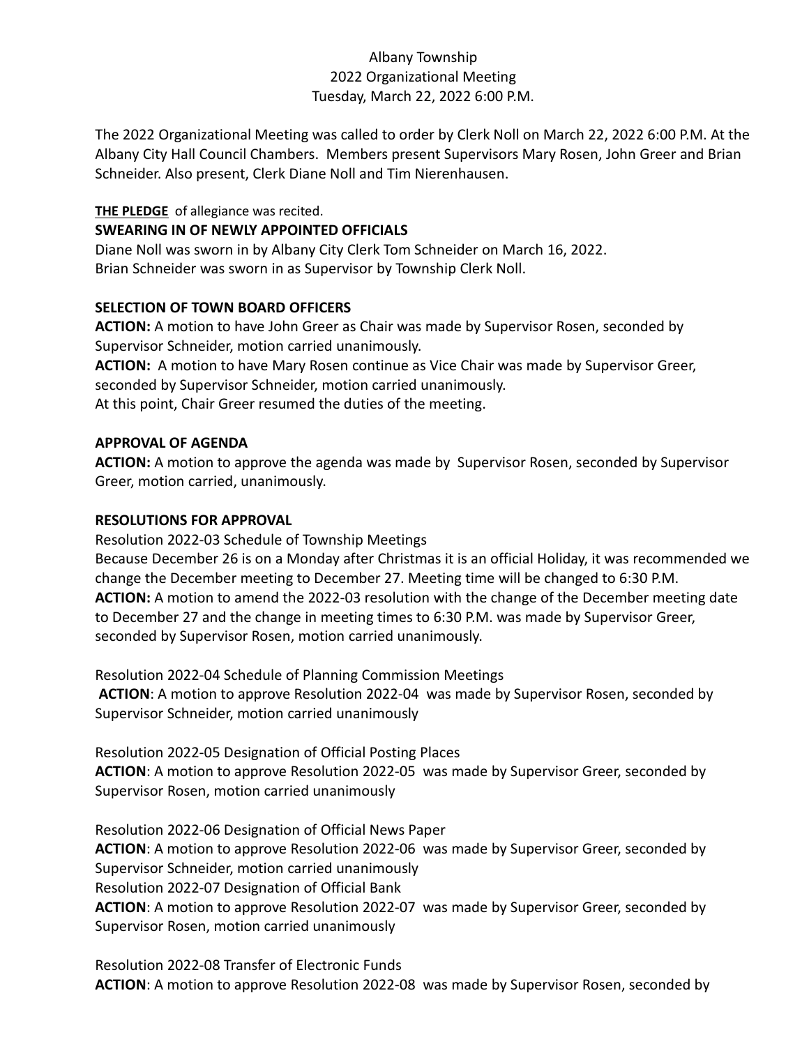Albany Township
2022 Organizational Meeting
Tuesday, March 22, 2022 6:00 P.M.

The 2022 Organizational Meeting was called to order by Clerk Noll on March 22, 2022 6:00 P.M. At the Albany City Hall Council Chambers. Members present Supervisors Mary Rosen, John Greer and Brian Schneider. Also present, Clerk Diane Noll and Tim Nierenhausen.

**THE PLEDGE** of allegiance was recited.

**SWEARING IN OF NEWLY APPOINTED OFFICIALS**

Diane Noll was sworn in by Albany City Clerk Tom Schneider on March 16, 2022.
Brian Schneider was sworn in as Supervisor by Township Clerk Noll.

**SELECTION OF TOWN BOARD OFFICERS**

**ACTION:** A motion to have John Greer as Chair was made by Supervisor Rosen, seconded by Supervisor Schneider, motion carried unanimously.
**ACTION:** A motion to have Mary Rosen continue as Vice Chair was made by Supervisor Greer, seconded by Supervisor Schneider, motion carried unanimously.
At this point, Chair Greer resumed the duties of the meeting.

**APPROVAL OF AGENDA**

**ACTION:** A motion to approve the agenda was made by Supervisor Rosen, seconded by Supervisor Greer, motion carried, unanimously.

**RESOLUTIONS FOR APPROVAL**

Resolution 2022-03 Schedule of Township Meetings
Because December 26 is on a Monday after Christmas it is an official Holiday, it was recommended we change the December meeting to December 27. Meeting time will be changed to 6:30 P.M.
**ACTION:** A motion to amend the 2022-03 resolution with the change of the December meeting date to December 27 and the change in meeting times to 6:30 P.M. was made by Supervisor Greer, seconded by Supervisor Rosen, motion carried unanimously.

Resolution 2022-04 Schedule of Planning Commission Meetings
**ACTION**: A motion to approve Resolution 2022-04 was made by Supervisor Rosen, seconded by Supervisor Schneider, motion carried unanimously

Resolution 2022-05 Designation of Official Posting Places
**ACTION**: A motion to approve Resolution 2022-05 was made by Supervisor Greer, seconded by Supervisor Rosen, motion carried unanimously

Resolution 2022-06 Designation of Official News Paper
**ACTION**: A motion to approve Resolution 2022-06 was made by Supervisor Greer, seconded by Supervisor Schneider, motion carried unanimously
Resolution 2022-07 Designation of Official Bank
**ACTION**: A motion to approve Resolution 2022-07 was made by Supervisor Greer, seconded by Supervisor Rosen, motion carried unanimously

Resolution 2022-08 Transfer of Electronic Funds
**ACTION**: A motion to approve Resolution 2022-08 was made by Supervisor Rosen, seconded by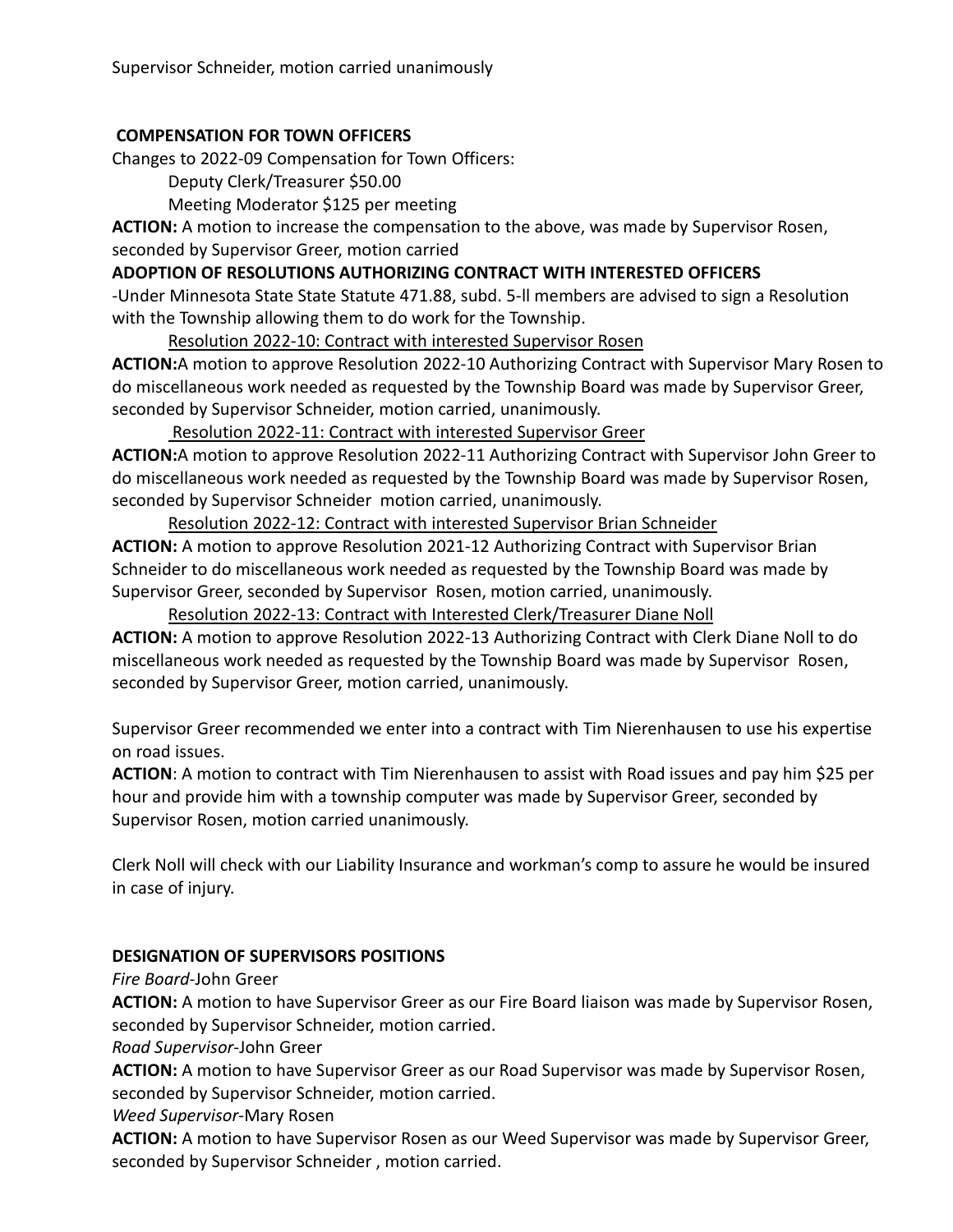Supervisor Schneider, motion carried unanimously

**COMPENSATION FOR TOWN OFFICERS**

Changes to 2022-09 Compensation for Town Officers:

Deputy Clerk/Treasurer $50.00

Meeting Moderator $125 per meeting

**ACTION:** A motion to increase the compensation to the above, was made by Supervisor Rosen, seconded by Supervisor Greer, motion carried

**ADOPTION OF RESOLUTIONS AUTHORIZING CONTRACT WITH INTERESTED OFFICERS**

-Under Minnesota State State Statute 471.88, subd. 5-ll members are advised to sign a Resolution with the Township allowing them to do work for the Township.

Resolution 2022-10: Contract with interested Supervisor Rosen

**ACTION:**A motion to approve Resolution 2022-10 Authorizing Contract with Supervisor Mary Rosen to do miscellaneous work needed as requested by the Township Board was made by Supervisor Greer, seconded by Supervisor Schneider, motion carried, unanimously.

Resolution 2022-11: Contract with interested Supervisor Greer

**ACTION:**A motion to approve Resolution 2022-11 Authorizing Contract with Supervisor John Greer to do miscellaneous work needed as requested by the Township Board was made by Supervisor Rosen, seconded by Supervisor Schneider motion carried, unanimously.

Resolution 2022-12: Contract with interested Supervisor Brian Schneider

**ACTION:** A motion to approve Resolution 2021-12 Authorizing Contract with Supervisor Brian Schneider to do miscellaneous work needed as requested by the Township Board was made by Supervisor Greer, seconded by Supervisor Rosen, motion carried, unanimously.

Resolution 2022-13: Contract with Interested Clerk/Treasurer Diane Noll

**ACTION:** A motion to approve Resolution 2022-13 Authorizing Contract with Clerk Diane Noll to do miscellaneous work needed as requested by the Township Board was made by Supervisor Rosen, seconded by Supervisor Greer, motion carried, unanimously.

Supervisor Greer recommended we enter into a contract with Tim Nierenhausen to use his expertise on road issues.

**ACTION**: A motion to contract with Tim Nierenhausen to assist with Road issues and pay him $25 per hour and provide him with a township computer was made by Supervisor Greer, seconded by Supervisor Rosen, motion carried unanimously.

Clerk Noll will check with our Liability Insurance and workman's comp to assure he would be insured in case of injury.

**DESIGNATION OF SUPERVISORS POSITIONS**

*Fire Board*-John Greer

**ACTION:** A motion to have Supervisor Greer as our Fire Board liaison was made by Supervisor Rosen, seconded by Supervisor Schneider, motion carried.

*Road Supervisor*-John Greer

**ACTION:** A motion to have Supervisor Greer as our Road Supervisor was made by Supervisor Rosen, seconded by Supervisor Schneider, motion carried.

*Weed Supervisor*-Mary Rosen

**ACTION:** A motion to have Supervisor Rosen as our Weed Supervisor was made by Supervisor Greer, seconded by Supervisor Schneider , motion carried.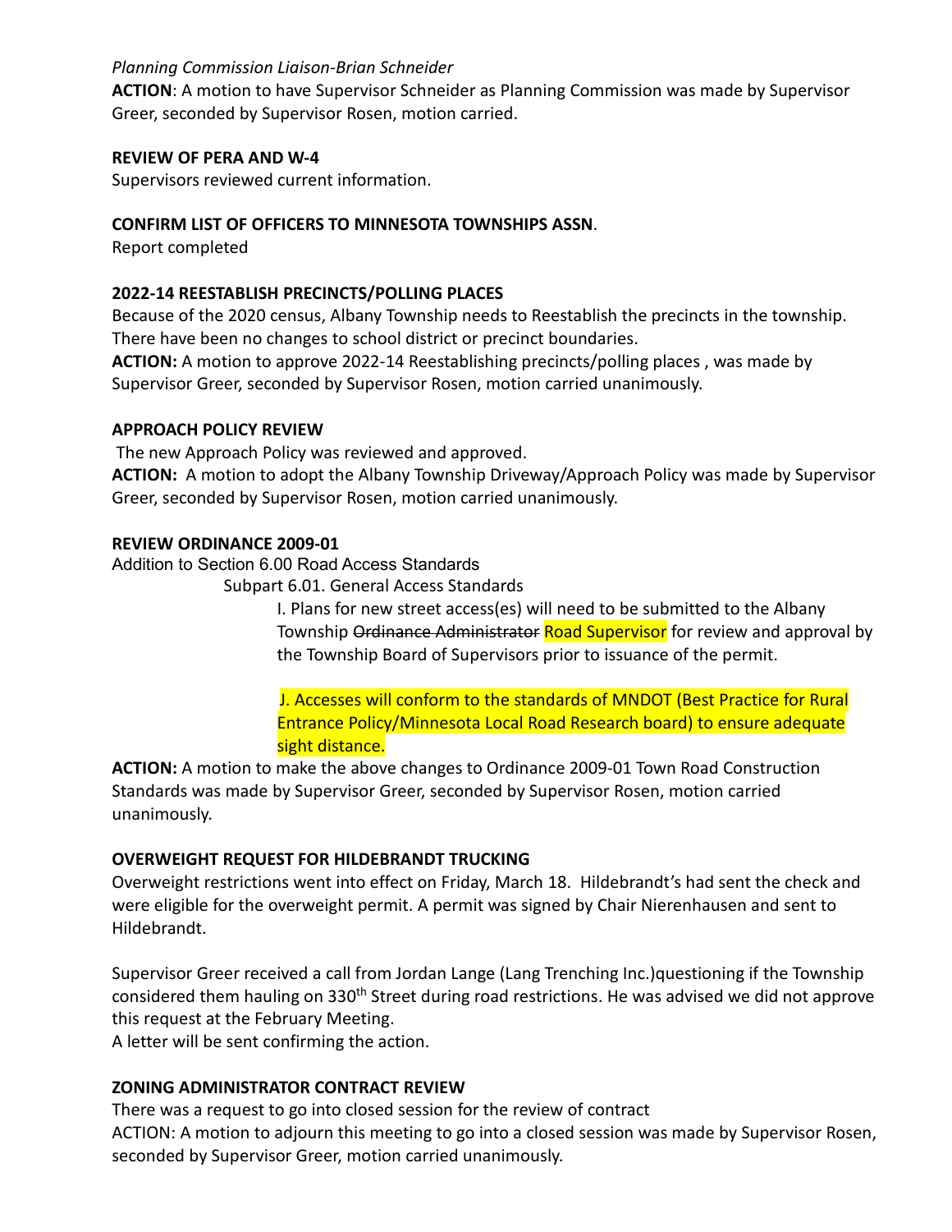*Planning Commission Liaison-Brian Schneider*

**ACTION**: A motion to have Supervisor Schneider as Planning Commission was made by Supervisor Greer, seconded by Supervisor Rosen, motion carried.

**REVIEW OF PERA AND W-4**

Supervisors reviewed current information.

**CONFIRM LIST OF OFFICERS TO MINNESOTA TOWNSHIPS ASSN**.

Report completed

**2022-14 REESTABLISH PRECINCTS/POLLING PLACES**

Because of the 2020 census, Albany Township needs to Reestablish the precincts in the township. There have been no changes to school district or precinct boundaries.

**ACTION:** A motion to approve 2022-14 Reestablishing precincts/polling places , was made by Supervisor Greer, seconded by Supervisor Rosen, motion carried unanimously.

**APPROACH POLICY REVIEW**

The new Approach Policy was reviewed and approved.

**ACTION:** A motion to adopt the Albany Township Driveway/Approach Policy was made by Supervisor Greer, seconded by Supervisor Rosen, motion carried unanimously.

**REVIEW ORDINANCE 2009-01**

Addition to Section 6.00 Road Access Standards

Subpart 6.01. General Access Standards

I. Plans for new street access(es) will need to be submitted to the Albany Township ~~Ordinance Administrator~~ Road Supervisor for review and approval by the Township Board of Supervisors prior to issuance of the permit.

J. Accesses will conform to the standards of MNDOT (Best Practice for Rural Entrance Policy/Minnesota Local Road Research board) to ensure adequate sight distance.

**ACTION:** A motion to make the above changes to Ordinance 2009-01 Town Road Construction Standards was made by Supervisor Greer, seconded by Supervisor Rosen, motion carried unanimously.

**OVERWEIGHT REQUEST FOR HILDEBRANDT TRUCKING**

Overweight restrictions went into effect on Friday, March 18. Hildebrandt's had sent the check and were eligible for the overweight permit. A permit was signed by Chair Nierenhausen and sent to Hildebrandt.

Supervisor Greer received a call from Jordan Lange (Lang Trenching Inc.)questioning if the Township considered them hauling on 330th Street during road restrictions. He was advised we did not approve this request at the February Meeting.

A letter will be sent confirming the action.

**ZONING ADMINISTRATOR CONTRACT REVIEW**

There was a request to go into closed session for the review of contract

ACTION: A motion to adjourn this meeting to go into a closed session was made by Supervisor Rosen, seconded by Supervisor Greer, motion carried unanimously.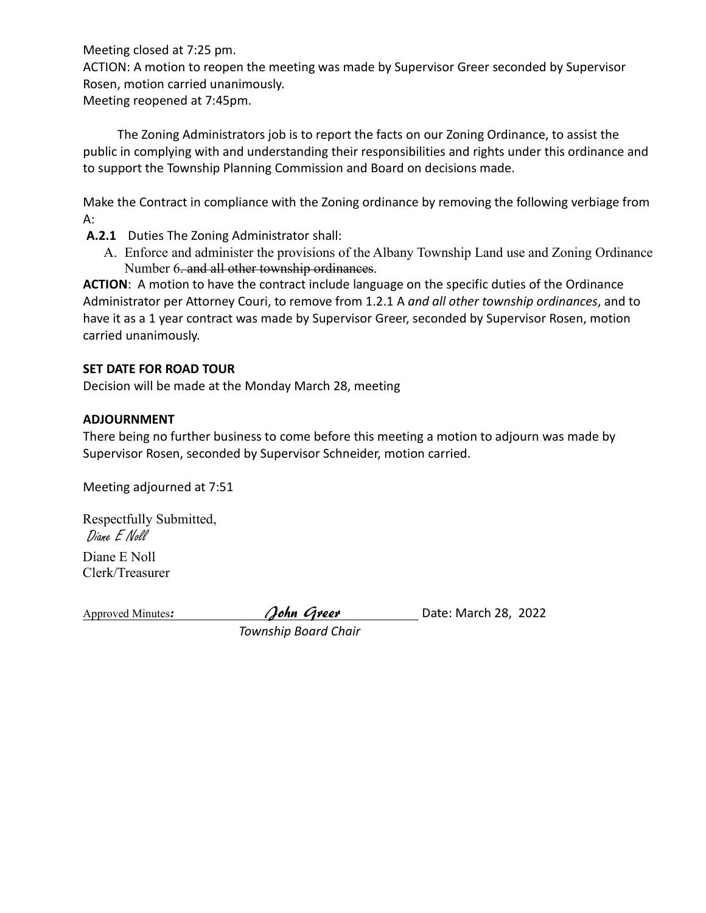Meeting closed at 7:25 pm.
ACTION: A motion to reopen the meeting was made by Supervisor Greer seconded by Supervisor Rosen, motion carried unanimously.
Meeting reopened at 7:45pm.

The Zoning Administrators job is to report the facts on our Zoning Ordinance, to assist the public in complying with and understanding their responsibilities and rights under this ordinance and to support the Township Planning Commission and Board on decisions made.

Make the Contract in compliance with the Zoning ordinance by removing the following verbiage from A:

**A.2.1** Duties The Zoning Administrator shall:

A. Enforce and administer the provisions of the Albany Township Land use and Zoning Ordinance Number 6~~. and all other township ordinances~~.

**ACTION**: A motion to have the contract include language on the specific duties of the Ordinance Administrator per Attorney Couri, to remove from 1.2.1 A *and all other township ordinances*, and to have it as a 1 year contract was made by Supervisor Greer, seconded by Supervisor Rosen, motion carried unanimously.

**SET DATE FOR ROAD TOUR**

Decision will be made at the Monday March 28, meeting

**ADJOURNMENT**

There being no further business to come before this meeting a motion to adjourn was made by Supervisor Rosen, seconded by Supervisor Schneider, motion carried.

Meeting adjourned at 7:51

Respectfully Submitted,
*Diane E Noll*
Diane E Noll
Clerk/Treasurer

Approved Minutes: *John Greer* Date: March 28, 2022
*Township Board Chair*